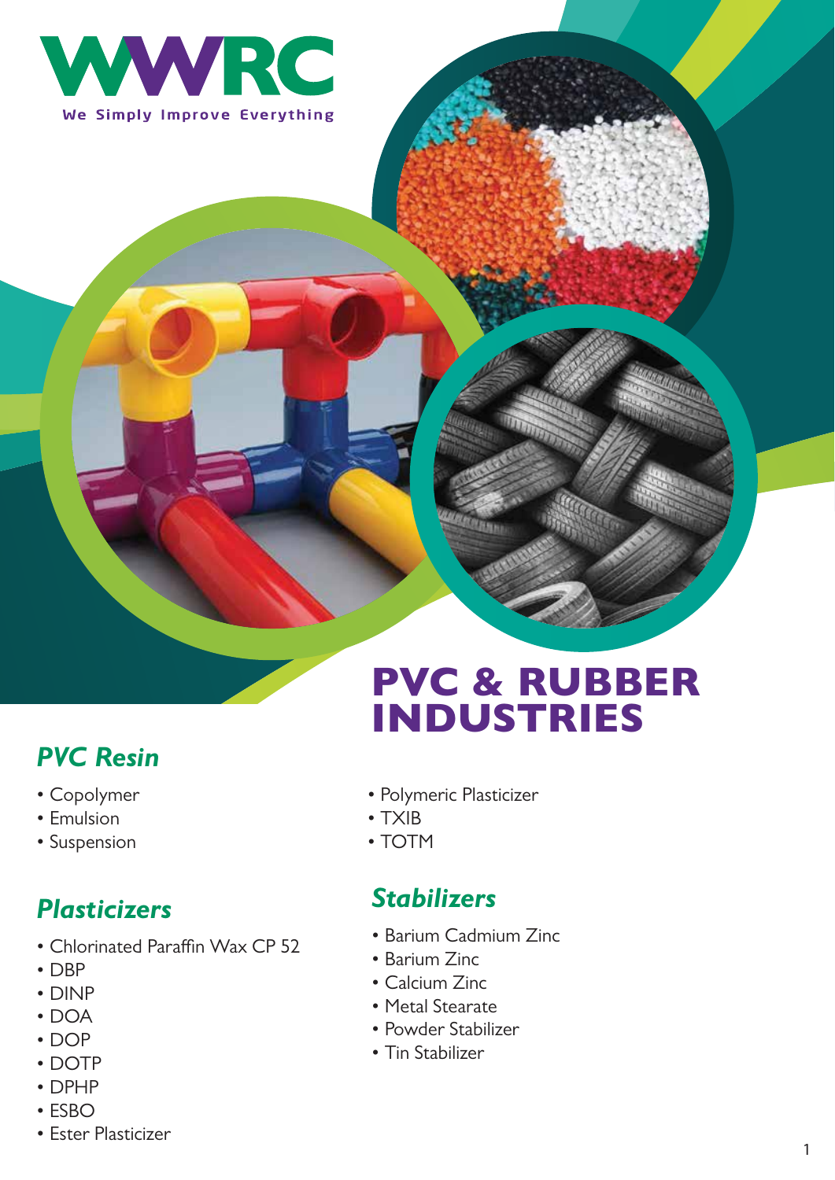WWRC

We Simply Improve Everything

# PVC & RUBBER INDUSTRIES

## *PVC Resin*

- Copolymer
- Emulsion
- Suspension

## *Plasticizers*

- Chlorinated Paraffin Wax CP 52
- DBP
- DINP
- DOA
- DOP
- DOTP
- DPHP
- ESBO
- Ester Plasticizer
- Polymeric Plasticizer
- TXIB
- TOTM

## *Stabilizers*

- Barium Cadmium Zinc
- Barium Zinc
- Calcium Zinc
- Metal Stearate
- Powder Stabilizer
- Tin Stabilizer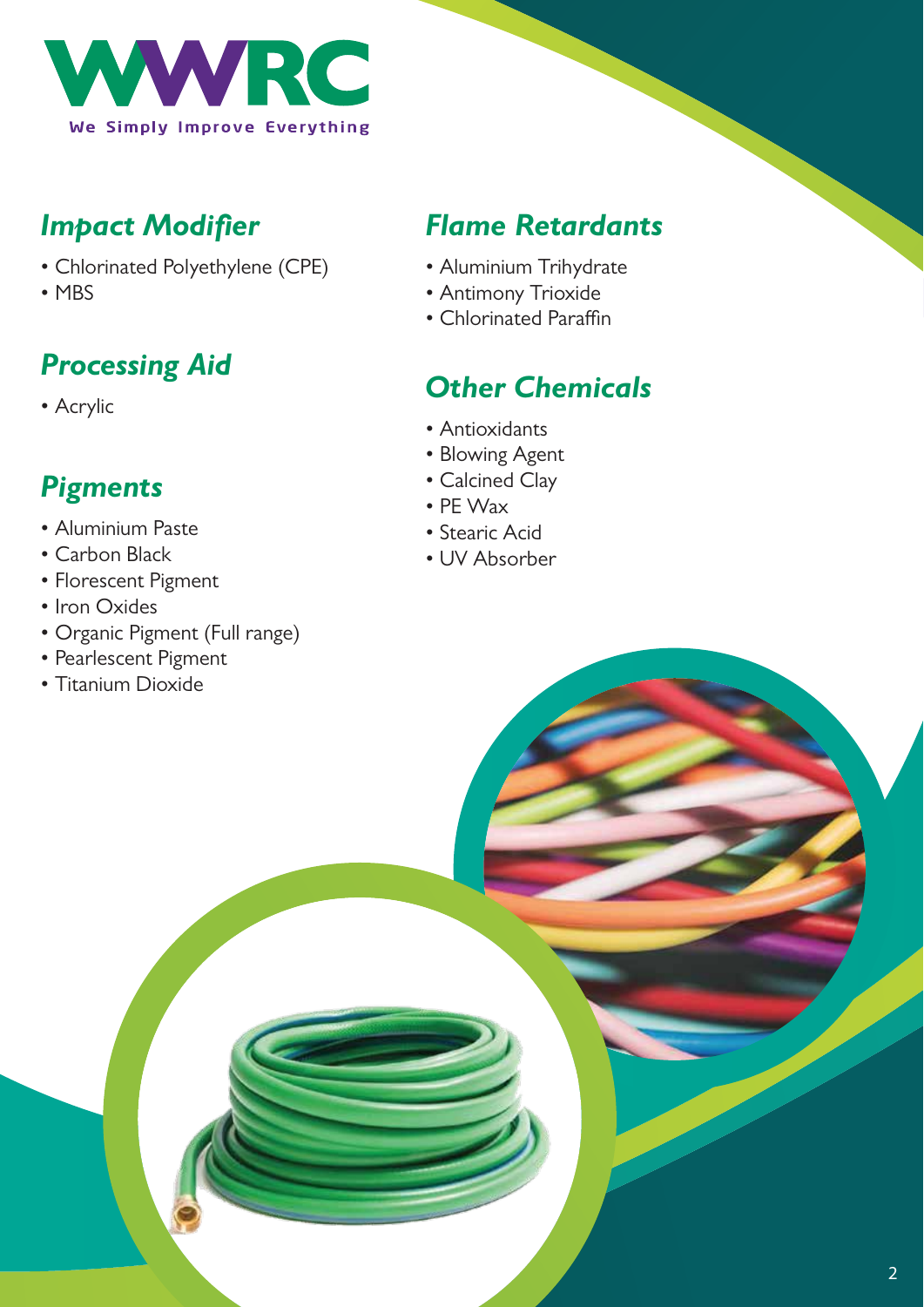WWRC

We Simply Improve Everything

## *Impact Modifier*

- Chlorinated Polyethylene (CPE)
- MBS

## *Processing Aid*

- Acrylic

## *Pigments*

- Aluminium Paste
- Carbon Black
- Florescent Pigment
- Iron Oxides
- Organic Pigment (Full range)
- Pearlescent Pigment
- Titanium Dioxide

## *Flame Retardants*

- Aluminium Trihydrate
- Antimony Trioxide
- Chlorinated Paraffin

## *Other Chemicals*

- Antioxidants
- Blowing Agent
- Calcined Clay
- PE Wax
- Stearic Acid
- UV Absorber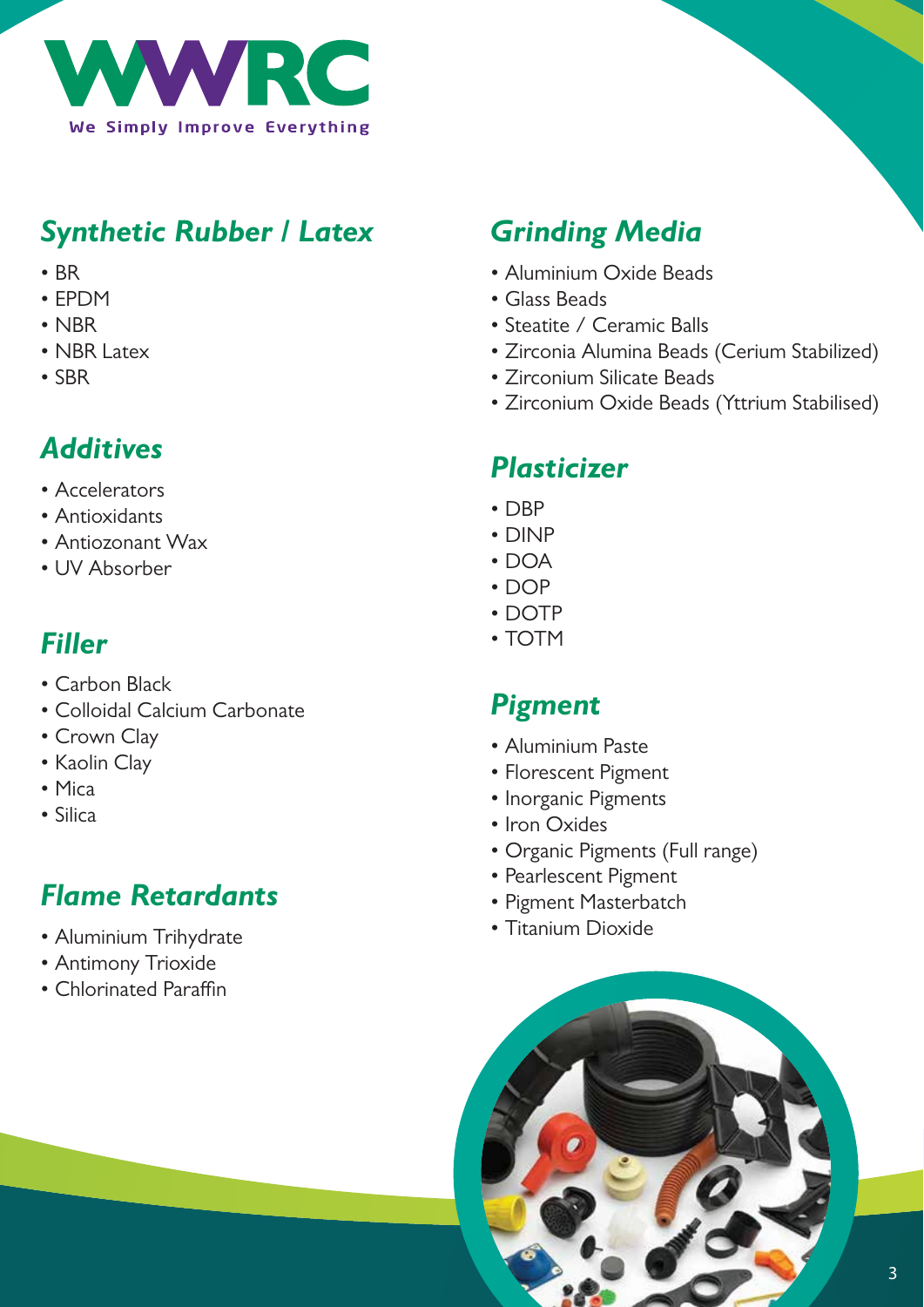WWRC

We Simply Improve Everything

## *Synthetic Rubber / Latex*

- BR
- EPDM
- NBR
- NBR Latex
- SBR

## *Additives*

- Accelerators
- Antioxidants
- Antiozonant Wax
- UV Absorber

## *Filler*

- Carbon Black
- Colloidal Calcium Carbonate
- Crown Clay
- Kaolin Clay
- Mica
- Silica

## *Flame Retardants*

- Aluminium Trihydrate
- Antimony Trioxide
- Chlorinated Paraffin

## *Grinding Media*

- Aluminium Oxide Beads
- Glass Beads
- Steatite / Ceramic Balls
- Zirconia Alumina Beads (Cerium Stabilized)
- Zirconium Silicate Beads
- Zirconium Oxide Beads (Yttrium Stabilised)

## *Plasticizer*

- DBP
- DINP
- DOA
- DOP
- DOTP
- TOTM

## *Pigment*

- Aluminium Paste
- Florescent Pigment
- Inorganic Pigments
- Iron Oxides
- Organic Pigments (Full range)
- Pearlescent Pigment
- Pigment Masterbatch
- Titanium Dioxide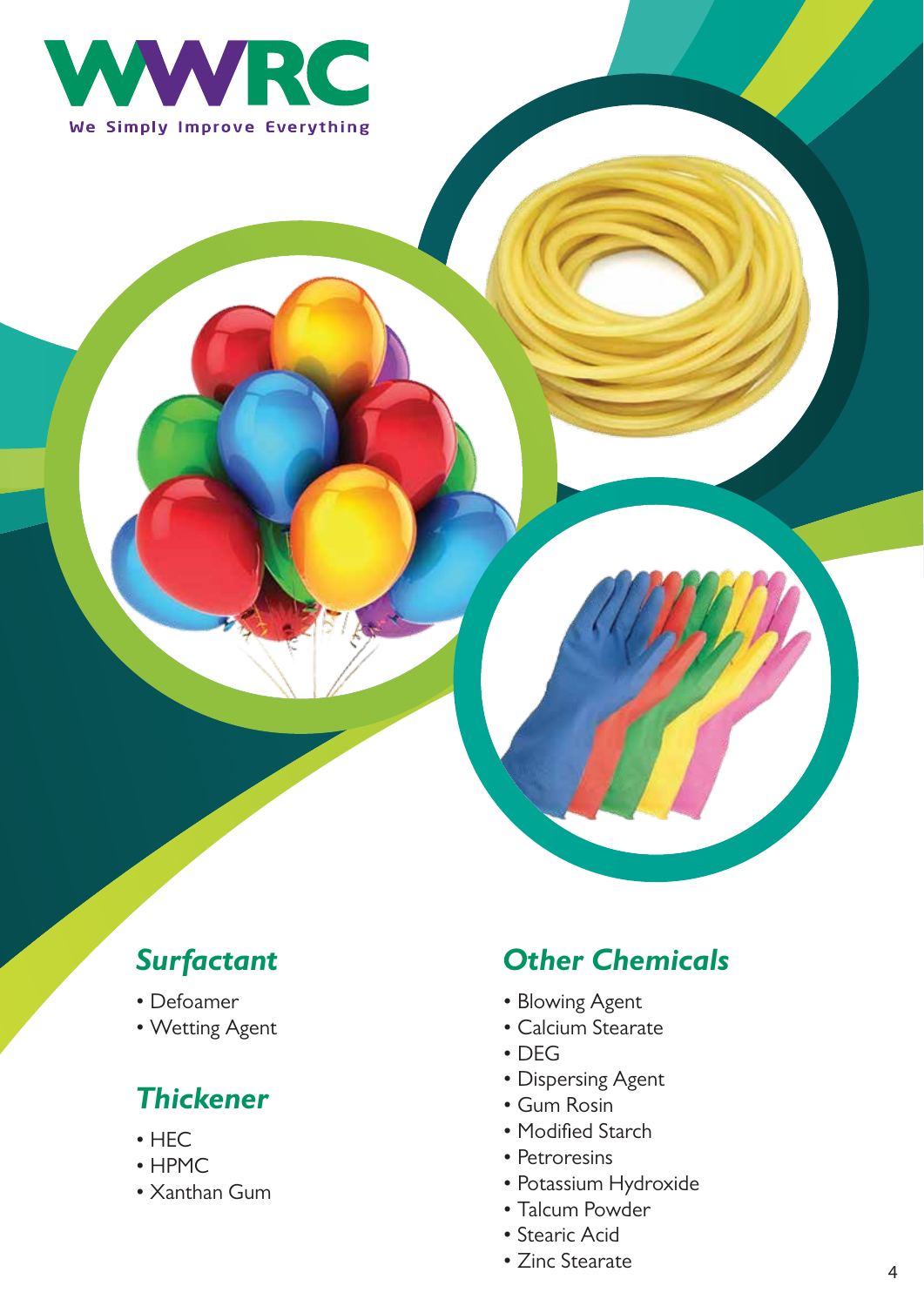# WWRC

We Simply Improve Everything

## Surfactant

- Defoamer
- Wetting Agent

## Thickener

- HEC
- HPMC
- Xanthan Gum

## Other Chemicals

- Blowing Agent
- Calcium Stearate
- DEG
- Dispersing Agent
- Gum Rosin
- Modified Starch
- Petroresins
- Potassium Hydroxide
- Talcum Powder
- Stearic Acid
- Zinc Stearate